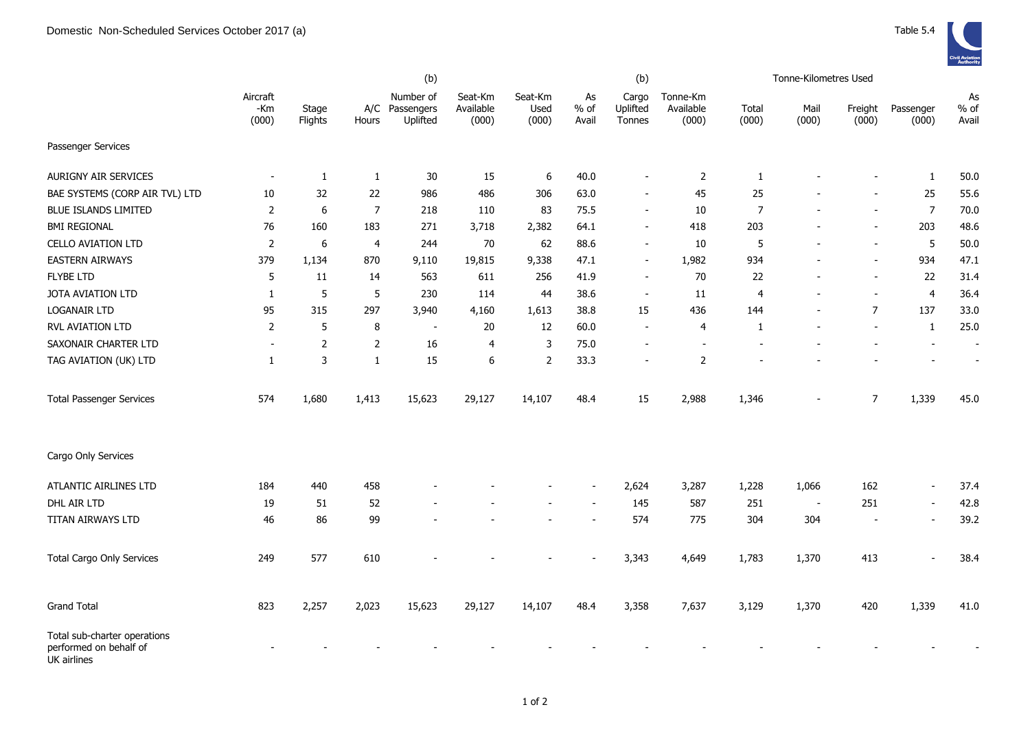# Domestic Non-Scheduled Services October 2017 (a)

Table 5.4

| | Aircraft -Km (000) | Stage Flights | A/C Hours | (b) Number of Passengers Uplifted | Seat-Km Available (000) | Seat-Km Used (000) | As % of Avail | (b) Cargo Uplifted Tonnes | Tonne-Km Available (000) | Tonne-Kilometres Used Total (000) | Mail (000) | Freight (000) | Passenger (000) | As % of Avail |
|---|---|---|---|---|---|---|---|---|---|---|---|---|---|---|
| Passenger Services | | | | | | | | | | | | | | |
| AURIGNY AIR SERVICES | - | 1 | 1 | 30 | 15 | 6 | 40.0 | - | 2 | 1 | - | - | 1 | 50.0 |
| BAE SYSTEMS (CORP AIR TVL) LTD | 10 | 32 | 22 | 986 | 486 | 306 | 63.0 | - | 45 | 25 | - | - | 25 | 55.6 |
| BLUE ISLANDS LIMITED | 2 | 6 | 7 | 218 | 110 | 83 | 75.5 | - | 10 | 7 | - | - | 7 | 70.0 |
| BMI REGIONAL | 76 | 160 | 183 | 271 | 3,718 | 2,382 | 64.1 | - | 418 | 203 | - | - | 203 | 48.6 |
| CELLO AVIATION LTD | 2 | 6 | 4 | 244 | 70 | 62 | 88.6 | - | 10 | 5 | - | - | 5 | 50.0 |
| EASTERN AIRWAYS | 379 | 1,134 | 870 | 9,110 | 19,815 | 9,338 | 47.1 | - | 1,982 | 934 | - | - | 934 | 47.1 |
| FLYBE LTD | 5 | 11 | 14 | 563 | 611 | 256 | 41.9 | - | 70 | 22 | - | - | 22 | 31.4 |
| JOTA AVIATION LTD | 1 | 5 | 5 | 230 | 114 | 44 | 38.6 | - | 11 | 4 | - | - | 4 | 36.4 |
| LOGANAIR LTD | 95 | 315 | 297 | 3,940 | 4,160 | 1,613 | 38.8 | 15 | 436 | 144 | - | 7 | 137 | 33.0 |
| RVL AVIATION LTD | 2 | 5 | 8 | - | 20 | 12 | 60.0 | - | 4 | 1 | - | - | 1 | 25.0 |
| SAXONAIR CHARTER LTD | - | 2 | 2 | 16 | 4 | 3 | 75.0 | - | - | - | - | - | - | - |
| TAG AVIATION (UK) LTD | 1 | 3 | 1 | 15 | 6 | 2 | 33.3 | - | 2 | - | - | - | - | - |
| Total Passenger Services | 574 | 1,680 | 1,413 | 15,623 | 29,127 | 14,107 | 48.4 | 15 | 2,988 | 1,346 | - | 7 | 1,339 | 45.0 |
| Cargo Only Services | | | | | | | | | | | | | | |
| ATLANTIC AIRLINES LTD | 184 | 440 | 458 | - | - | - | - | 2,624 | 3,287 | 1,228 | 1,066 | 162 | - | 37.4 |
| DHL AIR LTD | 19 | 51 | 52 | - | - | - | - | 145 | 587 | 251 | - | 251 | - | 42.8 |
| TITAN AIRWAYS LTD | 46 | 86 | 99 | - | - | - | - | 574 | 775 | 304 | 304 | - | - | 39.2 |
| Total Cargo Only Services | 249 | 577 | 610 | - | - | - | - | 3,343 | 4,649 | 1,783 | 1,370 | 413 | - | 38.4 |
| Grand Total | 823 | 2,257 | 2,023 | 15,623 | 29,127 | 14,107 | 48.4 | 3,358 | 7,637 | 3,129 | 1,370 | 420 | 1,339 | 41.0 |
| Total sub-charter operations performed on behalf of UK airlines | - | - | - | - | - | - | - | - | - | - | - | - | - | - |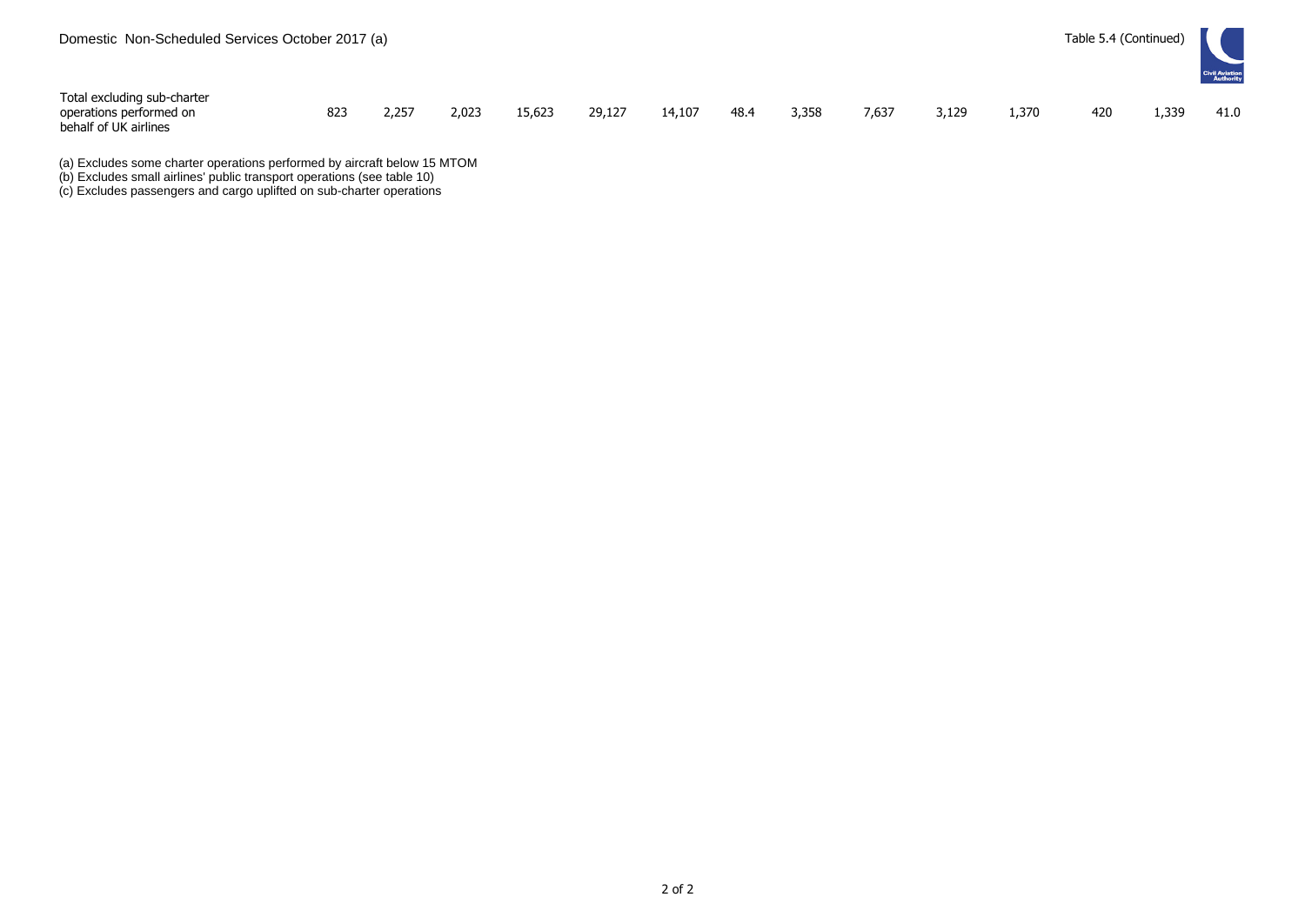Domestic Non-Scheduled Services October 2017 (a)

Table 5.4 (Continued)

| | | | | | | | | | | | | | | |
|---|---|---|---|---|---|---|---|---|---|---|---|---|---|---|
| Total excluding sub-charter operations performed on behalf of UK airlines | 823 | 2,257 | 2,023 | 15,623 | 29,127 | 14,107 | 48.4 | 3,358 | 7,637 | 3,129 | 1,370 | 420 | 1,339 | 41.0 |

(a) Excludes some charter operations performed by aircraft below 15 MTOM
(b) Excludes small airlines' public transport operations (see table 10)
(c) Excludes passengers and cargo uplifted on sub-charter operations